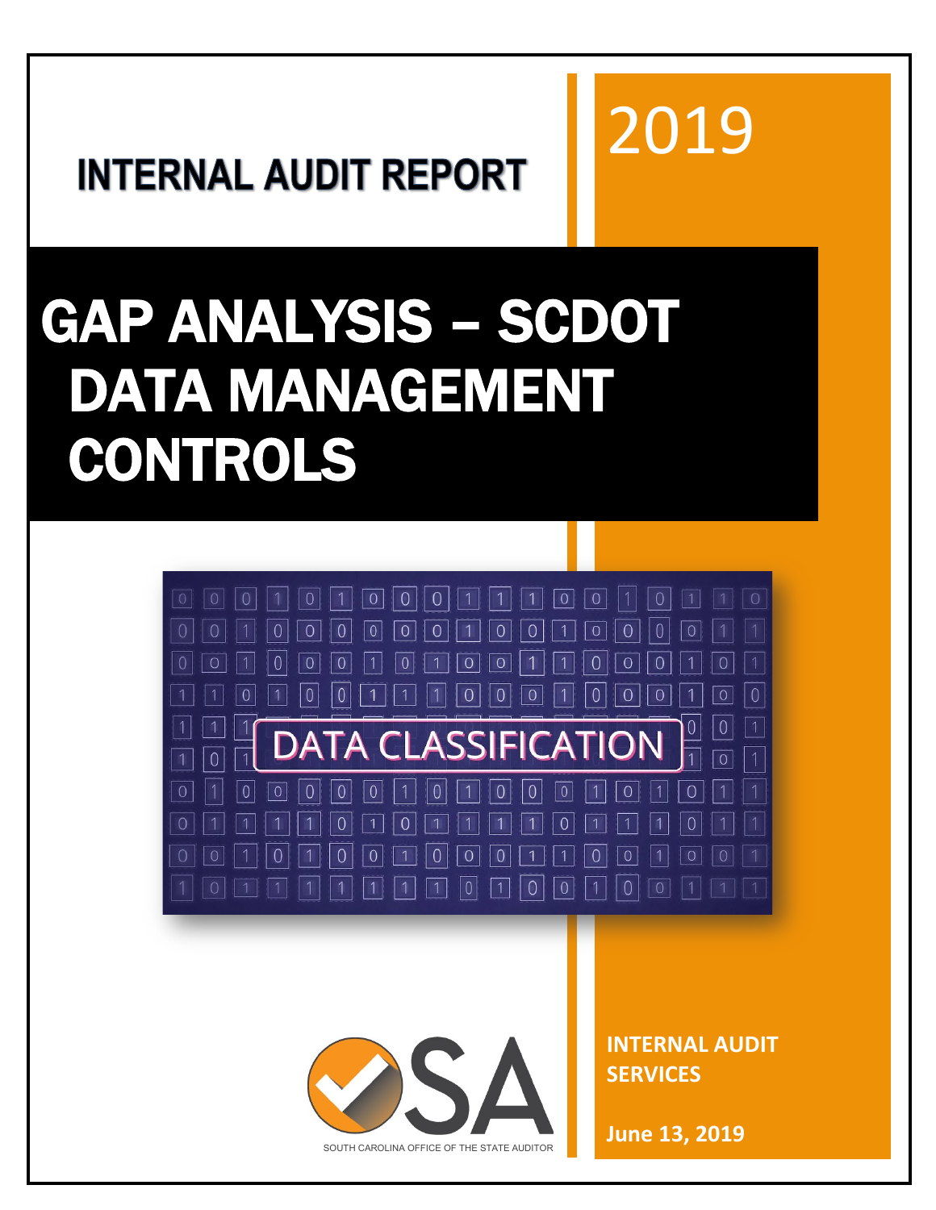# INTERNAL AUDIT REPORT

2019

# GAP ANALYSIS – SCDOT DATA MANAGEMENT CONTROLS

DATA CLASSIFICATION

SOUTH CAROLINA OFFICE OF THE STATE AUDITOR

**INTERNAL AUDIT SERVICES**

**June 13, 2019**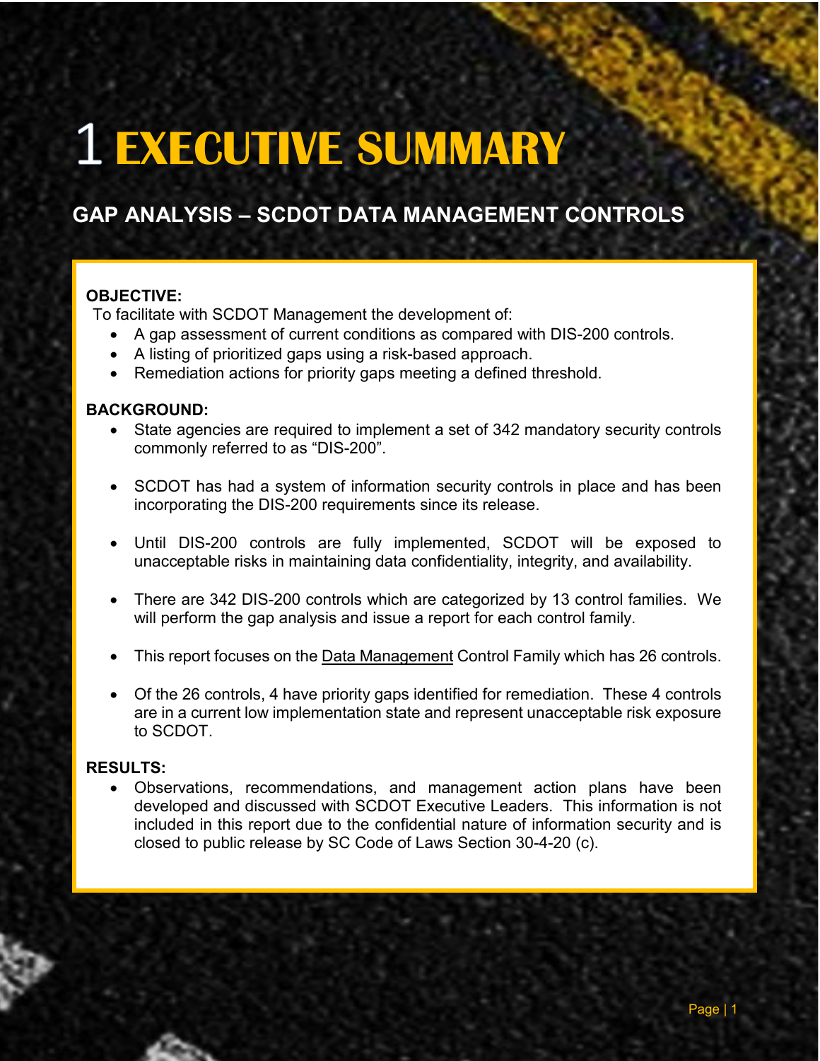# 1 EXECUTIVE SUMMARY

## GAP ANALYSIS – SCDOT DATA MANAGEMENT CONTROLS

**OBJECTIVE:**

To facilitate with SCDOT Management the development of:

- A gap assessment of current conditions as compared with DIS-200 controls.
- A listing of prioritized gaps using a risk-based approach.
- Remediation actions for priority gaps meeting a defined threshold.

**BACKGROUND:**

- State agencies are required to implement a set of 342 mandatory security controls commonly referred to as "DIS-200".
- SCDOT has had a system of information security controls in place and has been incorporating the DIS-200 requirements since its release.
- Until DIS-200 controls are fully implemented, SCDOT will be exposed to unacceptable risks in maintaining data confidentiality, integrity, and availability.
- There are 342 DIS-200 controls which are categorized by 13 control families. We will perform the gap analysis and issue a report for each control family.
- This report focuses on the Data Management Control Family which has 26 controls.
- Of the 26 controls, 4 have priority gaps identified for remediation. These 4 controls are in a current low implementation state and represent unacceptable risk exposure to SCDOT.

**RESULTS:**

- Observations, recommendations, and management action plans have been developed and discussed with SCDOT Executive Leaders. This information is not included in this report due to the confidential nature of information security and is closed to public release by SC Code of Laws Section 30-4-20 (c).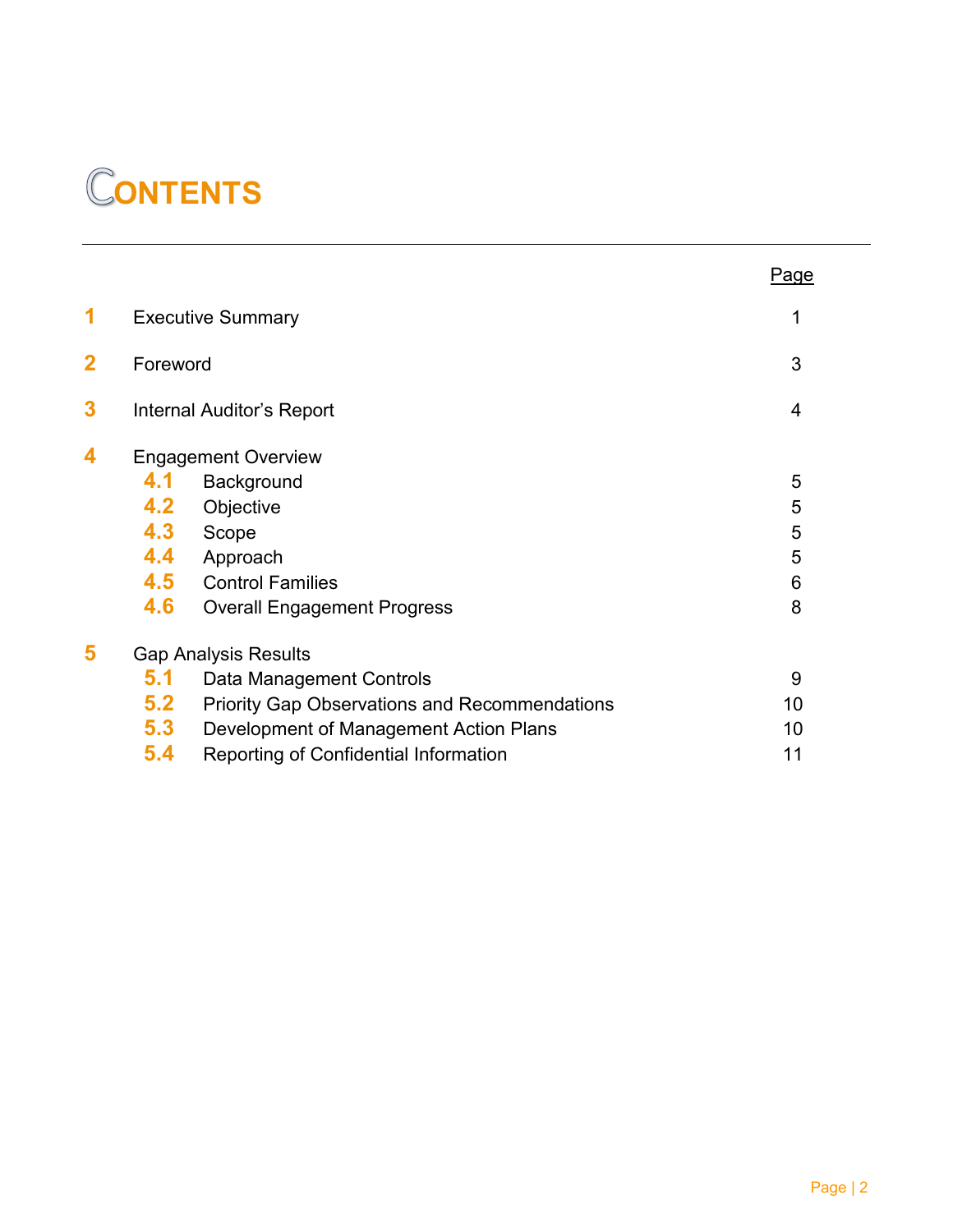# CONTENTS

| | | Page |
|---|---|---|
| **1** | Executive Summary | 1 |
| **2** | Foreword | 3 |
| **3** | Internal Auditor's Report | 4 |
| **4** | Engagement Overview | |
| **4.1** | Background | 5 |
| **4.2** | Objective | 5 |
| **4.3** | Scope | 5 |
| **4.4** | Approach | 5 |
| **4.5** | Control Families | 6 |
| **4.6** | Overall Engagement Progress | 8 |
| **5** | Gap Analysis Results | |
| **5.1** | Data Management Controls | 9 |
| **5.2** | Priority Gap Observations and Recommendations | 10 |
| **5.3** | Development of Management Action Plans | 10 |
| **5.4** | Reporting of Confidential Information | 11 |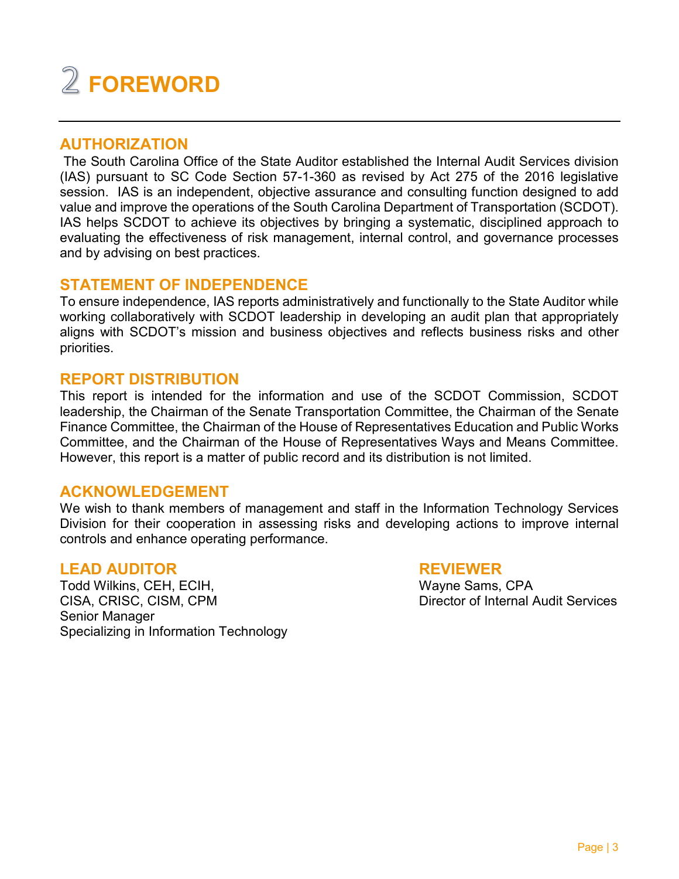# 2 FOREWORD

## AUTHORIZATION

The South Carolina Office of the State Auditor established the Internal Audit Services division (IAS) pursuant to SC Code Section 57-1-360 as revised by Act 275 of the 2016 legislative session. IAS is an independent, objective assurance and consulting function designed to add value and improve the operations of the South Carolina Department of Transportation (SCDOT). IAS helps SCDOT to achieve its objectives by bringing a systematic, disciplined approach to evaluating the effectiveness of risk management, internal control, and governance processes and by advising on best practices.

## STATEMENT OF INDEPENDENCE

To ensure independence, IAS reports administratively and functionally to the State Auditor while working collaboratively with SCDOT leadership in developing an audit plan that appropriately aligns with SCDOT's mission and business objectives and reflects business risks and other priorities.

## REPORT DISTRIBUTION

This report is intended for the information and use of the SCDOT Commission, SCDOT leadership, the Chairman of the Senate Transportation Committee, the Chairman of the Senate Finance Committee, the Chairman of the House of Representatives Education and Public Works Committee, and the Chairman of the House of Representatives Ways and Means Committee. However, this report is a matter of public record and its distribution is not limited.

## ACKNOWLEDGEMENT

We wish to thank members of management and staff in the Information Technology Services Division for their cooperation in assessing risks and developing actions to improve internal controls and enhance operating performance.

## LEAD AUDITOR

Todd Wilkins, CEH, ECIH,
CISA, CRISC, CISM, CPM
Senior Manager
Specializing in Information Technology

## REVIEWER

Wayne Sams, CPA
Director of Internal Audit Services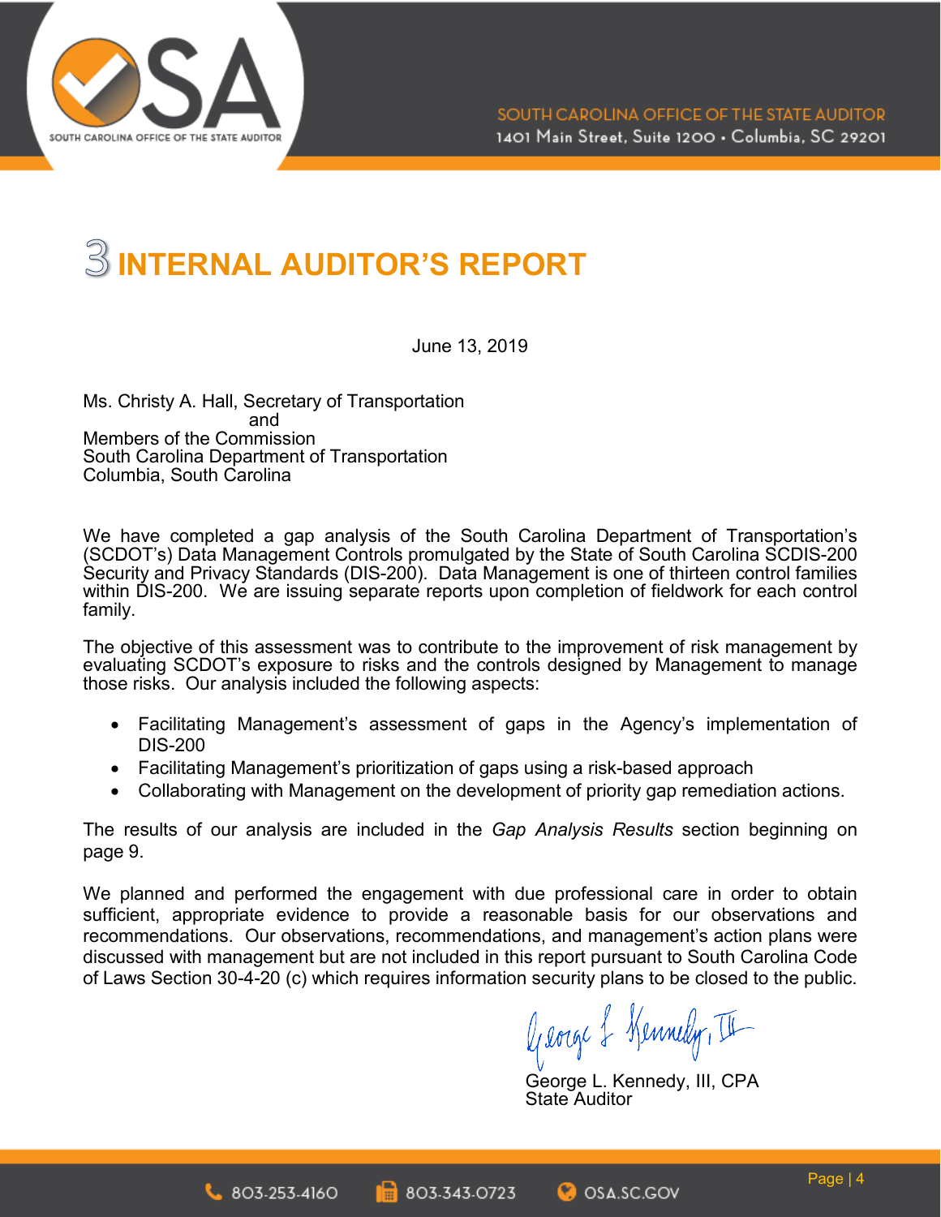# 3 INTERNAL AUDITOR'S REPORT

June 13, 2019

Ms. Christy A. Hall, Secretary of Transportation
and
Members of the Commission
South Carolina Department of Transportation
Columbia, South Carolina

We have completed a gap analysis of the South Carolina Department of Transportation's (SCDOT's) Data Management Controls promulgated by the State of South Carolina SCDIS-200 Security and Privacy Standards (DIS-200). Data Management is one of thirteen control families within DIS-200. We are issuing separate reports upon completion of fieldwork for each control family.

The objective of this assessment was to contribute to the improvement of risk management by evaluating SCDOT's exposure to risks and the controls designed by Management to manage those risks. Our analysis included the following aspects:

- Facilitating Management's assessment of gaps in the Agency's implementation of DIS-200
- Facilitating Management's prioritization of gaps using a risk-based approach
- Collaborating with Management on the development of priority gap remediation actions.

The results of our analysis are included in the *Gap Analysis Results* section beginning on page 9.

We planned and performed the engagement with due professional care in order to obtain sufficient, appropriate evidence to provide a reasonable basis for our observations and recommendations. Our observations, recommendations, and management's action plans were discussed with management but are not included in this report pursuant to South Carolina Code of Laws Section 30-4-20 (c) which requires information security plans to be closed to the public.

George L. Kennedy, III, CPA
State Auditor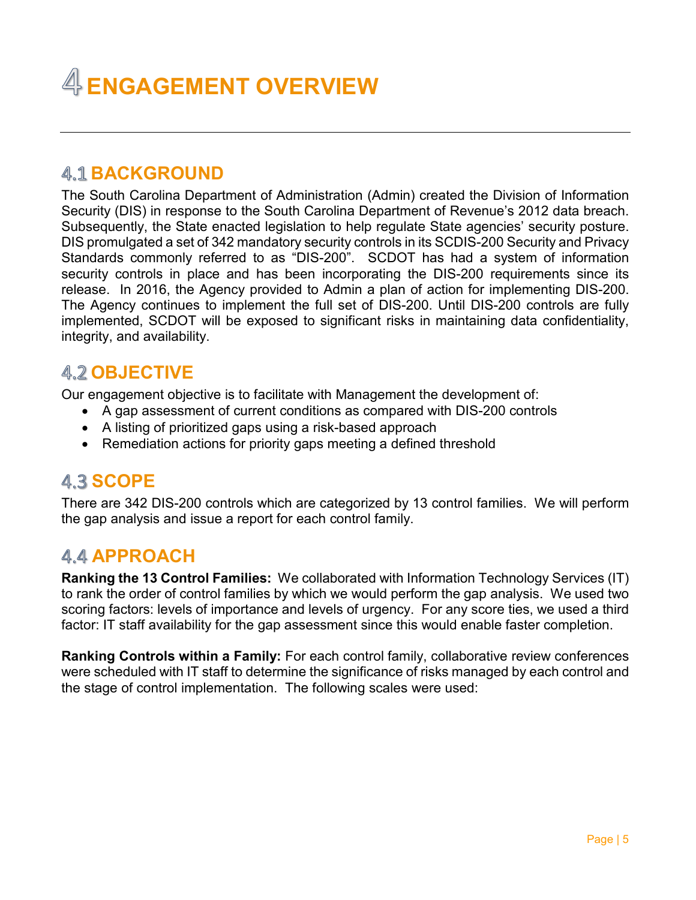# 4 ENGAGEMENT OVERVIEW

## 4.1 BACKGROUND

The South Carolina Department of Administration (Admin) created the Division of Information Security (DIS) in response to the South Carolina Department of Revenue's 2012 data breach. Subsequently, the State enacted legislation to help regulate State agencies' security posture. DIS promulgated a set of 342 mandatory security controls in its SCDIS-200 Security and Privacy Standards commonly referred to as "DIS-200". SCDOT has had a system of information security controls in place and has been incorporating the DIS-200 requirements since its release. In 2016, the Agency provided to Admin a plan of action for implementing DIS-200. The Agency continues to implement the full set of DIS-200. Until DIS-200 controls are fully implemented, SCDOT will be exposed to significant risks in maintaining data confidentiality, integrity, and availability.

## 4.2 OBJECTIVE

Our engagement objective is to facilitate with Management the development of:

- A gap assessment of current conditions as compared with DIS-200 controls
- A listing of prioritized gaps using a risk-based approach
- Remediation actions for priority gaps meeting a defined threshold

## 4.3 SCOPE

There are 342 DIS-200 controls which are categorized by 13 control families. We will perform the gap analysis and issue a report for each control family.

## 4.4 APPROACH

**Ranking the 13 Control Families:** We collaborated with Information Technology Services (IT) to rank the order of control families by which we would perform the gap analysis. We used two scoring factors: levels of importance and levels of urgency. For any score ties, we used a third factor: IT staff availability for the gap assessment since this would enable faster completion.

**Ranking Controls within a Family:** For each control family, collaborative review conferences were scheduled with IT staff to determine the significance of risks managed by each control and the stage of control implementation. The following scales were used: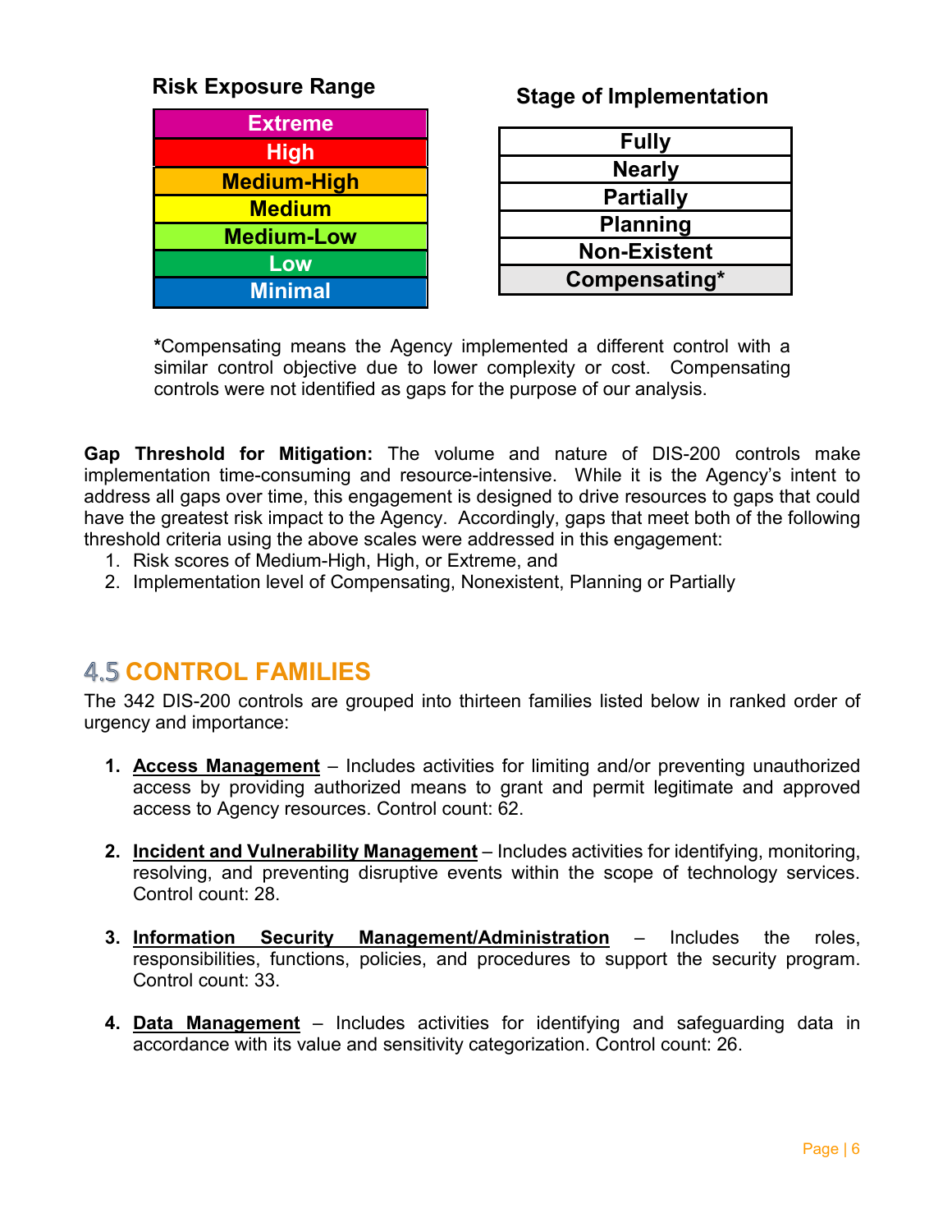**Risk Exposure Range**

| |
|---|
| Extreme |
| High |
| Medium-High |
| Medium |
| Medium-Low |
| Low |
| Minimal |

**Stage of Implementation**

| |
|---|
| Fully |
| Nearly |
| Partially |
| Planning |
| Non-Existent |
| Compensating* |

***Compensating means the Agency implemented a different control with a similar control objective due to lower complexity or cost. Compensating controls were not identified as gaps for the purpose of our analysis.

**Gap Threshold for Mitigation:** The volume and nature of DIS-200 controls make implementation time-consuming and resource-intensive. While it is the Agency's intent to address all gaps over time, this engagement is designed to drive resources to gaps that could have the greatest risk impact to the Agency. Accordingly, gaps that meet both of the following threshold criteria using the above scales were addressed in this engagement:

1. Risk scores of Medium-High, High, or Extreme, and
2. Implementation level of Compensating, Nonexistent, Planning or Partially

## 4.5 CONTROL FAMILIES

The 342 DIS-200 controls are grouped into thirteen families listed below in ranked order of urgency and importance:

1. **Access Management** – Includes activities for limiting and/or preventing unauthorized access by providing authorized means to grant and permit legitimate and approved access to Agency resources. Control count: 62.

2. **Incident and Vulnerability Management** – Includes activities for identifying, monitoring, resolving, and preventing disruptive events within the scope of technology services. Control count: 28.

3. **Information Security Management/Administration** – Includes the roles, responsibilities, functions, policies, and procedures to support the security program. Control count: 33.

4. **Data Management** – Includes activities for identifying and safeguarding data in accordance with its value and sensitivity categorization. Control count: 26.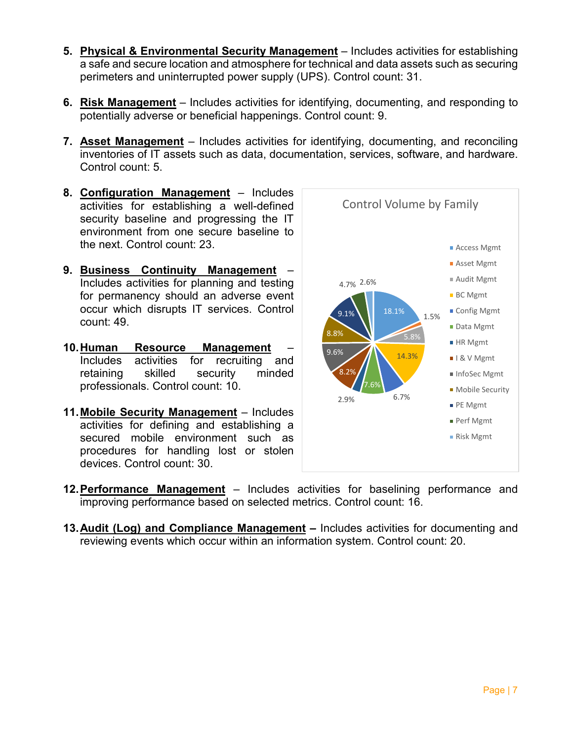5. **Physical & Environmental Security Management** – Includes activities for establishing a safe and secure location and atmosphere for technical and data assets such as securing perimeters and uninterrupted power supply (UPS). Control count: 31.

6. **Risk Management** – Includes activities for identifying, documenting, and responding to potentially adverse or beneficial happenings. Control count: 9.

7. **Asset Management** – Includes activities for identifying, documenting, and reconciling inventories of IT assets such as data, documentation, services, software, and hardware. Control count: 5.

8. **Configuration Management** – Includes activities for establishing a well-defined security baseline and progressing the IT environment from one secure baseline to the next. Control count: 23.

9. **Business Continuity Management** – Includes activities for planning and testing for permanency should an adverse event occur which disrupts IT services. Control count: 49.

10. **Human Resource Management** – Includes activities for recruiting and retaining skilled security minded professionals. Control count: 10.

11. **Mobile Security Management** – Includes activities for defining and establishing a secured mobile environment such as procedures for handling lost or stolen devices. Control count: 30.

Control Volume by Family

18.1%
1.5%
5.8%
14.3%
6.7%
7.6%
2.9%
8.2%
9.6%
8.8%
9.1%
4.7%
2.6%

Access Mgmt
Asset Mgmt
Audit Mgmt
BC Mgmt
Config Mgmt
Data Mgmt
HR Mgmt
I & V Mgmt
InfoSec Mgmt
Mobile Security
PE Mgmt
Perf Mgmt
Risk Mgmt

12. **Performance Management** – Includes activities for baselining performance and improving performance based on selected metrics. Control count: 16.

13. **Audit (Log) and Compliance Management –** Includes activities for documenting and reviewing events which occur within an information system. Control count: 20.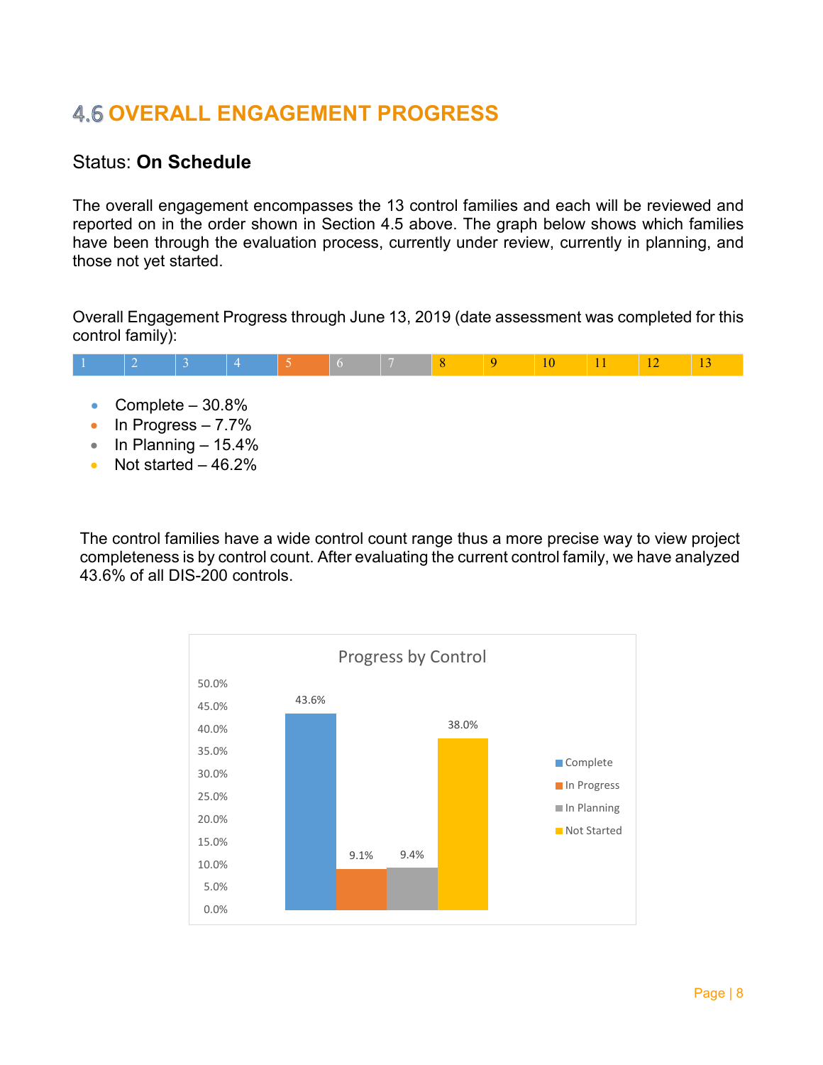## 4.6 OVERALL ENGAGEMENT PROGRESS

Status: **On Schedule**

The overall engagement encompasses the 13 control families and each will be reviewed and reported on in the order shown in Section 4.5 above. The graph below shows which families have been through the evaluation process, currently under review, currently in planning, and those not yet started.

Overall Engagement Progress through June 13, 2019 (date assessment was completed for this control family):

| | | | | | | | | | | | | |
|---|---|---|---|---|---|---|---|---|---|---|---|---|
| 1 | 2 | 3 | 4 | 5 | 6 | 7 | 8 | 9 | 10 | 11 | 12 | 13 |

- Complete – 30.8%
- In Progress – 7.7%
- In Planning – 15.4%
- Not started – 46.2%

The control families have a wide control count range thus a more precise way to view project completeness is by control count. After evaluating the current control family, we have analyzed 43.6% of all DIS-200 controls.

Progress by Control

50.0%
45.0%
40.0%
35.0%
30.0%
25.0%
20.0%
15.0%
10.0%
5.0%
0.0%

43.6%
9.1%
9.4%
38.0%

Complete
In Progress
In Planning
Not Started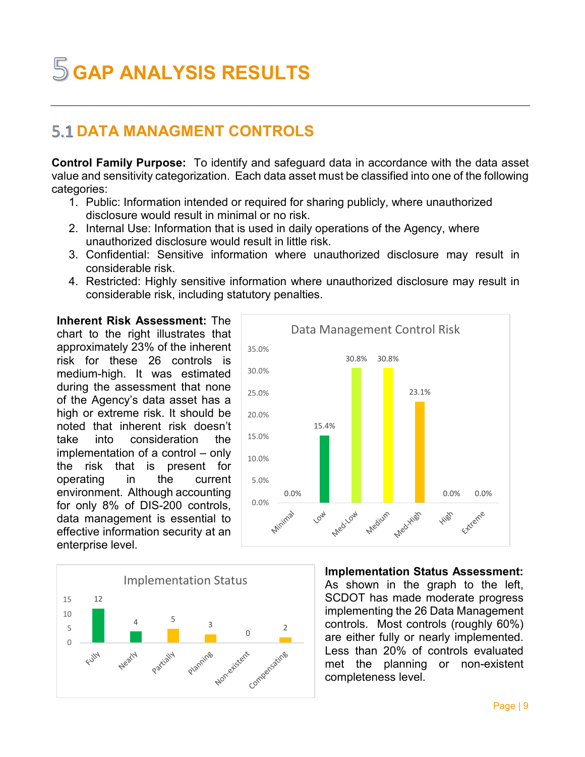# 5 GAP ANALYSIS RESULTS

## 5.1 DATA MANAGMENT CONTROLS

**Control Family Purpose:** To identify and safeguard data in accordance with the data asset value and sensitivity categorization. Each data asset must be classified into one of the following categories:

1. Public: Information intended or required for sharing publicly, where unauthorized disclosure would result in minimal or no risk.
2. Internal Use: Information that is used in daily operations of the Agency, where unauthorized disclosure would result in little risk.
3. Confidential: Sensitive information where unauthorized disclosure may result in considerable risk.
4. Restricted: Highly sensitive information where unauthorized disclosure may result in considerable risk, including statutory penalties.

**Inherent Risk Assessment:** The chart to the right illustrates that approximately 23% of the inherent risk for these 26 controls is medium-high. It was estimated during the assessment that none of the Agency's data asset has a high or extreme risk. It should be noted that inherent risk doesn't take into consideration the implementation of a control – only the risk that is present for operating in the current environment. Although accounting for only 8% of DIS-200 controls, data management is essential to effective information security at an enterprise level.

Data Management Control Risk

35.0%
30.0%
25.0%
20.0%
15.0%
10.0%
5.0%
0.0%

0.0% 15.4% 30.8% 30.8% 23.1% 0.0% 0.0%

Minimal Low Med-Low Medium Med-High High Extreme

Implementation Status

15
10
5
0

12 4 5 3 0 2

Fully Nearly Partially Planning Non-existent Compensating

**Implementation Status Assessment:** As shown in the graph to the left, SCDOT has made moderate progress implementing the 26 Data Management controls. Most controls (roughly 60%) are either fully or nearly implemented. Less than 20% of controls evaluated met the planning or non-existent completeness level.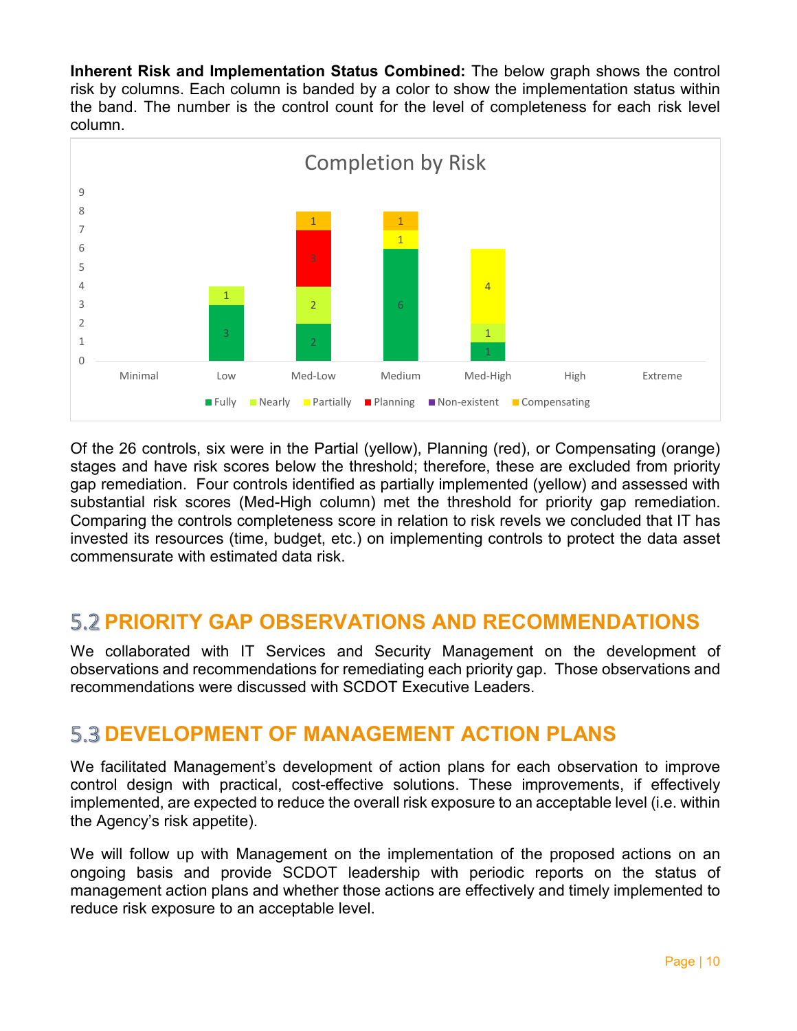**Inherent Risk and Implementation Status Combined:** The below graph shows the control risk by columns. Each column is banded by a color to show the implementation status within the band. The number is the control count for the level of completeness for each risk level column.

Completion by Risk

9
8
7
6
5
4
3
2
1
0

Minimal
Low
Med-Low
Medium
Med-High
High
Extreme

3
1
2
2
3
1
6
1
1
1
1
4

Fully
Nearly
Partially
Planning
Non-existent
Compensating

Of the 26 controls, six were in the Partial (yellow), Planning (red), or Compensating (orange) stages and have risk scores below the threshold; therefore, these are excluded from priority gap remediation. Four controls identified as partially implemented (yellow) and assessed with substantial risk scores (Med-High column) met the threshold for priority gap remediation. Comparing the controls completeness score in relation to risk revels we concluded that IT has invested its resources (time, budget, etc.) on implementing controls to protect the data asset commensurate with estimated data risk.

## 5.2 PRIORITY GAP OBSERVATIONS AND RECOMMENDATIONS

We collaborated with IT Services and Security Management on the development of observations and recommendations for remediating each priority gap. Those observations and recommendations were discussed with SCDOT Executive Leaders.

## 5.3 DEVELOPMENT OF MANAGEMENT ACTION PLANS

We facilitated Management's development of action plans for each observation to improve control design with practical, cost-effective solutions. These improvements, if effectively implemented, are expected to reduce the overall risk exposure to an acceptable level (i.e. within the Agency's risk appetite).

We will follow up with Management on the implementation of the proposed actions on an ongoing basis and provide SCDOT leadership with periodic reports on the status of management action plans and whether those actions are effectively and timely implemented to reduce risk exposure to an acceptable level.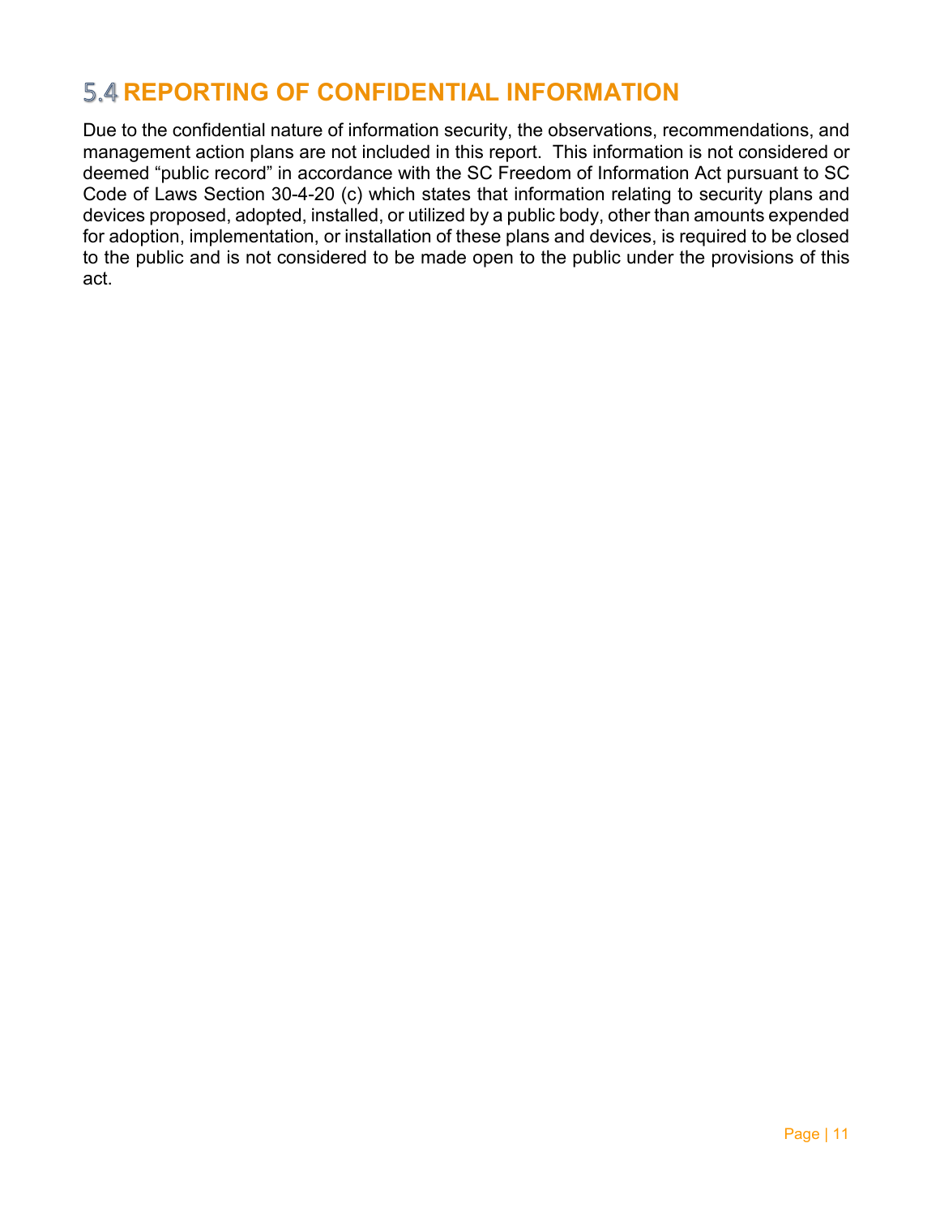## 5.4 REPORTING OF CONFIDENTIAL INFORMATION

Due to the confidential nature of information security, the observations, recommendations, and management action plans are not included in this report. This information is not considered or deemed "public record" in accordance with the SC Freedom of Information Act pursuant to SC Code of Laws Section 30-4-20 (c) which states that information relating to security plans and devices proposed, adopted, installed, or utilized by a public body, other than amounts expended for adoption, implementation, or installation of these plans and devices, is required to be closed to the public and is not considered to be made open to the public under the provisions of this act.